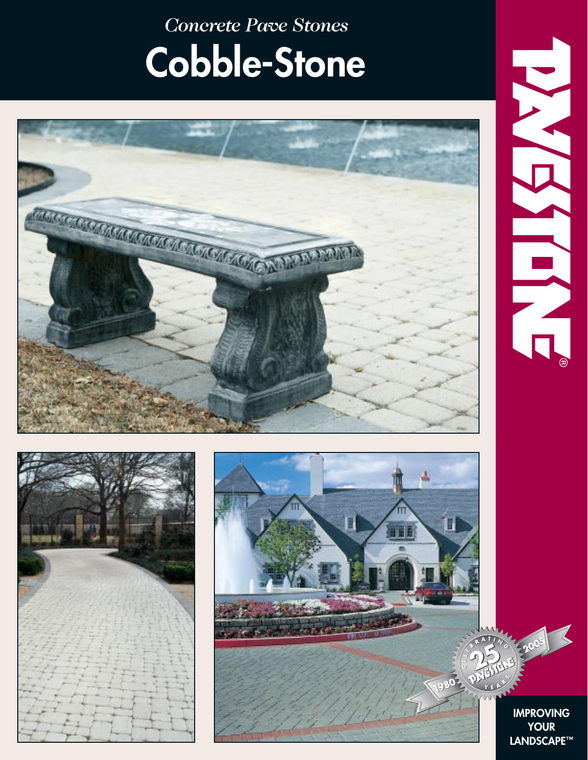*Concrete Pave Stones*

# Cobble-Stone

PAVESTONE®

CELEBRATING 25 YEARS PAVESTONE 1980 2005

IMPROVING YOUR LANDSCAPE™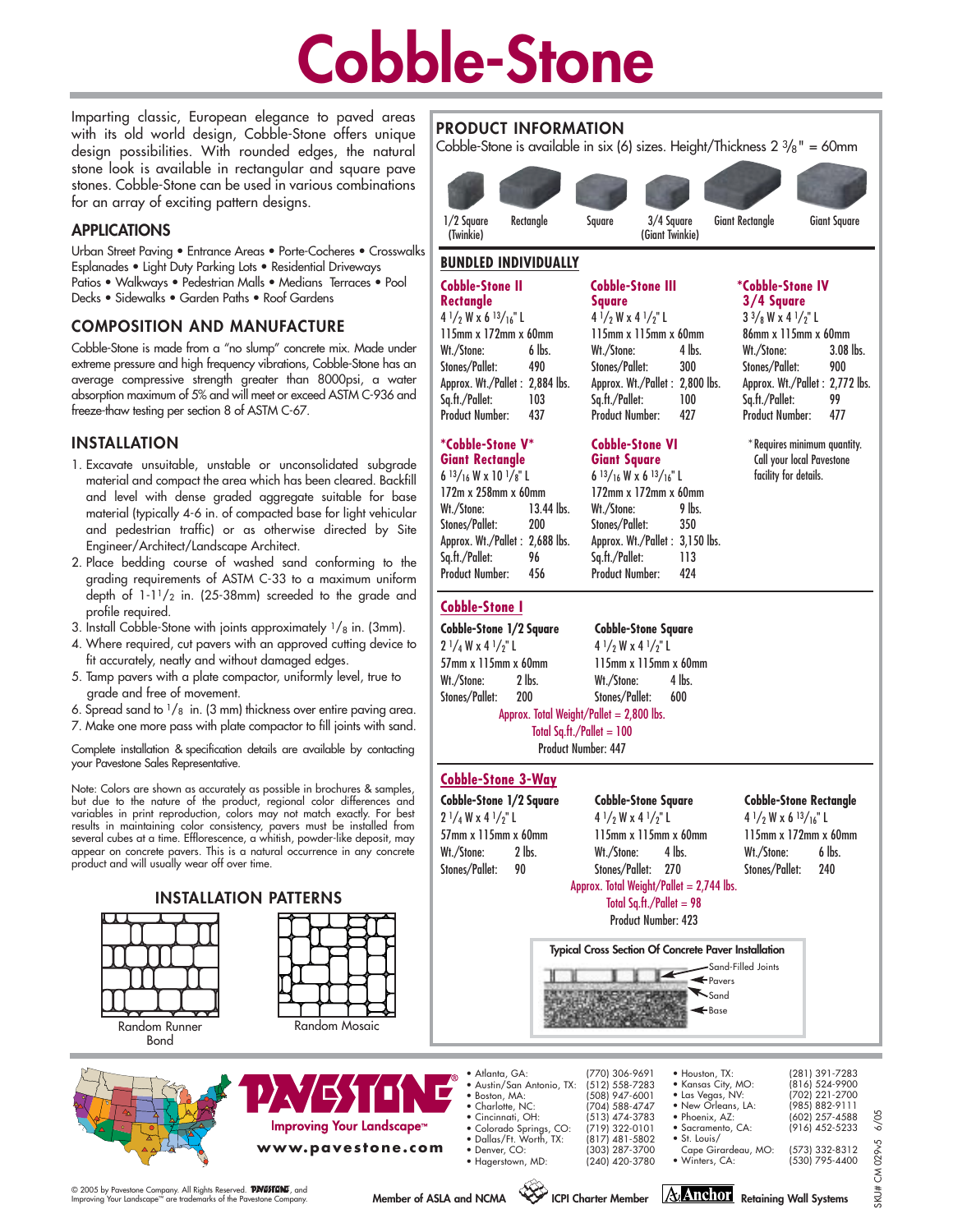# Cobble-Stone

Imparting classic, European elegance to paved areas with its old world design, Cobble-Stone offers unique design possibilities. With rounded edges, the natural stone look is available in rectangular and square pave stones. Cobble-Stone can be used in various combinations for an array of exciting pattern designs.

## APPLICATIONS

Urban Street Paving • Entrance Areas • Porte-Cocheres • Crosswalks Esplanades • Light Duty Parking Lots • Residential Driveways Patios • Walkways • Pedestrian Malls • Medians Terraces • Pool Decks • Sidewalks • Garden Paths • Roof Gardens

## COMPOSITION AND MANUFACTURE

Cobble-Stone is made from a "no slump" concrete mix. Made under extreme pressure and high frequency vibrations, Cobble-Stone has an average compressive strength greater than 8000psi, a water absorption maximum of 5% and will meet or exceed ASTM C-936 and freeze-thaw testing per section 8 of ASTM C-67.

## INSTALLATION

1. Excavate unsuitable, unstable or unconsolidated subgrade material and compact the area which has been cleared. Backfill and level with dense graded aggregate suitable for base material (typically 4-6 in. of compacted base for light vehicular and pedestrian traffic) or as otherwise directed by Site Engineer/Architect/Landscape Architect.
2. Place bedding course of washed sand conforming to the grading requirements of ASTM C-33 to a maximum uniform depth of 1-1 1/2 in. (25-38mm) screeded to the grade and profile required.
3. Install Cobble-Stone with joints approximately 1/8 in. (3mm).
4. Where required, cut pavers with an approved cutting device to fit accurately, neatly and without damaged edges.
5. Tamp pavers with a plate compactor, uniformly level, true to grade and free of movement.
6. Spread sand to 1/8 in. (3 mm) thickness over entire paving area.
7. Make one more pass with plate compactor to fill joints with sand.

Complete installation & specification details are available by contacting your Pavestone Sales Representative.

Note: Colors are shown as accurately as possible in brochures & samples, but due to the nature of the product, regional color differences and variables in print reproduction, colors may not match exactly. For best results in maintaining color consistency, pavers must be installed from several cubes at a time. Efflorescence, a whitish, powder-like deposit, may appear on concrete pavers. This is a natural occurrence in any concrete product and will usually wear off over time.

## INSTALLATION PATTERNS

Random Runner Bond

Random Mosaic

## PRODUCT INFORMATION

Cobble-Stone is available in six (6) sizes. Height/Thickness 2 3/8" = 60mm

1/2 Square (Twinkie) | Rectangle | Square | 3/4 Square (Giant Twinkie) | Giant Rectangle | Giant Square

### BUNDLED INDIVIDUALLY

**Cobble-Stone II Rectangle**
4 1/2" W x 6 13/16" L
115mm x 172mm x 60mm
Wt./Stone: 6 lbs.
Stones/Pallet: 490
Approx. Wt./Pallet: 2,884 lbs.
Sq.ft./Pallet: 103
Product Number: 437

**Cobble-Stone III Square**
4 1/2 W x 4 1/2" L
115mm x 115mm x 60mm
Wt./Stone: 4 lbs.
Stones/Pallet: 300
Approx. Wt./Pallet: 2,800 lbs.
Sq.ft./Pallet: 100
Product Number: 427

**\*Cobble-Stone IV 3/4 Square**
3 3/8 W x 4 1/2" L
86mm x 115mm x 60mm
Wt./Stone: 3.08 lbs.
Stones/Pallet: 900
Approx. Wt./Pallet: 2,772 lbs.
Sq.ft./Pallet: 99
Product Number: 477

**\*Cobble-Stone V\* Giant Rectangle**
6 13/16 W x 10 1/8" L
172m x 258mm x 60mm
Wt./Stone: 13.44 lbs.
Stones/Pallet: 200
Approx. Wt./Pallet: 2,688 lbs.
Sq.ft./Pallet: 96
Product Number: 456

**Cobble-Stone VI Giant Square**
6 13/16 W x 6 13/16" L
172mm x 172mm x 60mm
Wt./Stone: 9 lbs.
Stones/Pallet: 350
Approx. Wt./Pallet: 3,150 lbs.
Sq.ft./Pallet: 113
Product Number: 424

\* Requires minimum quantity. Call your local Pavestone facility for details.

### Cobble-Stone I

**Cobble-Stone 1/2 Square**
2 1/4 W x 4 1/2" L
57mm x 115mm x 60mm
Wt./Stone: 2 lbs.
Stones/Pallet: 200

**Cobble-Stone Square**
4 1/2 W x 4 1/2" L
115mm x 115mm x 60mm
Wt./Stone: 4 lbs.
Stones/Pallet: 600

Approx. Total Weight/Pallet = 2,800 lbs.
Total Sq.ft./Pallet = 100
Product Number: 447

### Cobble-Stone 3-Way

**Cobble-Stone 1/2 Square**
2 1/4 W x 4 1/2" L
57mm x 115mm x 60mm
Wt./Stone: 2 lbs.
Stones/Pallet: 90

**Cobble-Stone Square**
4 1/2 W x 4 1/2" L
115mm x 115mm x 60mm
Wt./Stone: 4 lbs.
Stones/Pallet: 270

**Cobble-Stone Rectangle**
4 1/2 W x 6 13/16" L
115mm x 172mm x 60mm
Wt./Stone: 6 lbs.
Stones/Pallet: 240

Approx. Total Weight/Pallet = 2,744 lbs.
Total Sq.ft./Pallet = 98
Product Number: 423

**Typical Cross Section Of Concrete Paver Installation**

Sand-Filled Joints
Pavers
Sand
Base

PAVESTONE®
Improving Your Landscape™
www.pavestone.com

| Location | Phone | Location | Phone |
|---|---|---|---|
| Atlanta, GA: | (770) 306-9691 | Houston, TX: | (281) 391-7283 |
| Austin/San Antonio, TX: | (512) 558-7283 | Kansas City, MO: | (816) 524-9900 |
| Boston, MA: | (508) 947-6001 | Las Vegas, NV: | (702) 221-2700 |
| Charlotte, NC: | (704) 588-4747 | New Orleans, LA: | (985) 882-9111 |
| Cincinnati, OH: | (513) 474-3783 | Phoenix, AZ: | (602) 257-4588 |
| Colorado Springs, CO: | (719) 322-0101 | Sacramento, CA: | (916) 452-5233 |
| Dallas/Ft. Worth, TX: | (817) 481-5802 | St. Louis/ Cape Girardeau, MO: | (573) 332-8312 |
| Denver, CO: | (303) 287-3700 | Winters, CA: | (530) 795-4400 |
| Hagerstown, MD: | (240) 420-3780 | | |

© 2005 by Pavestone Company. All Rights Reserved. PAVESTONE, and Improving Your Landscape™ are trademarks of the Pavestone Company.

Member of ASLA and NCMA | ICPI Charter Member | Anchor Retaining Wall Systems

SKU# CM 029v5 6/05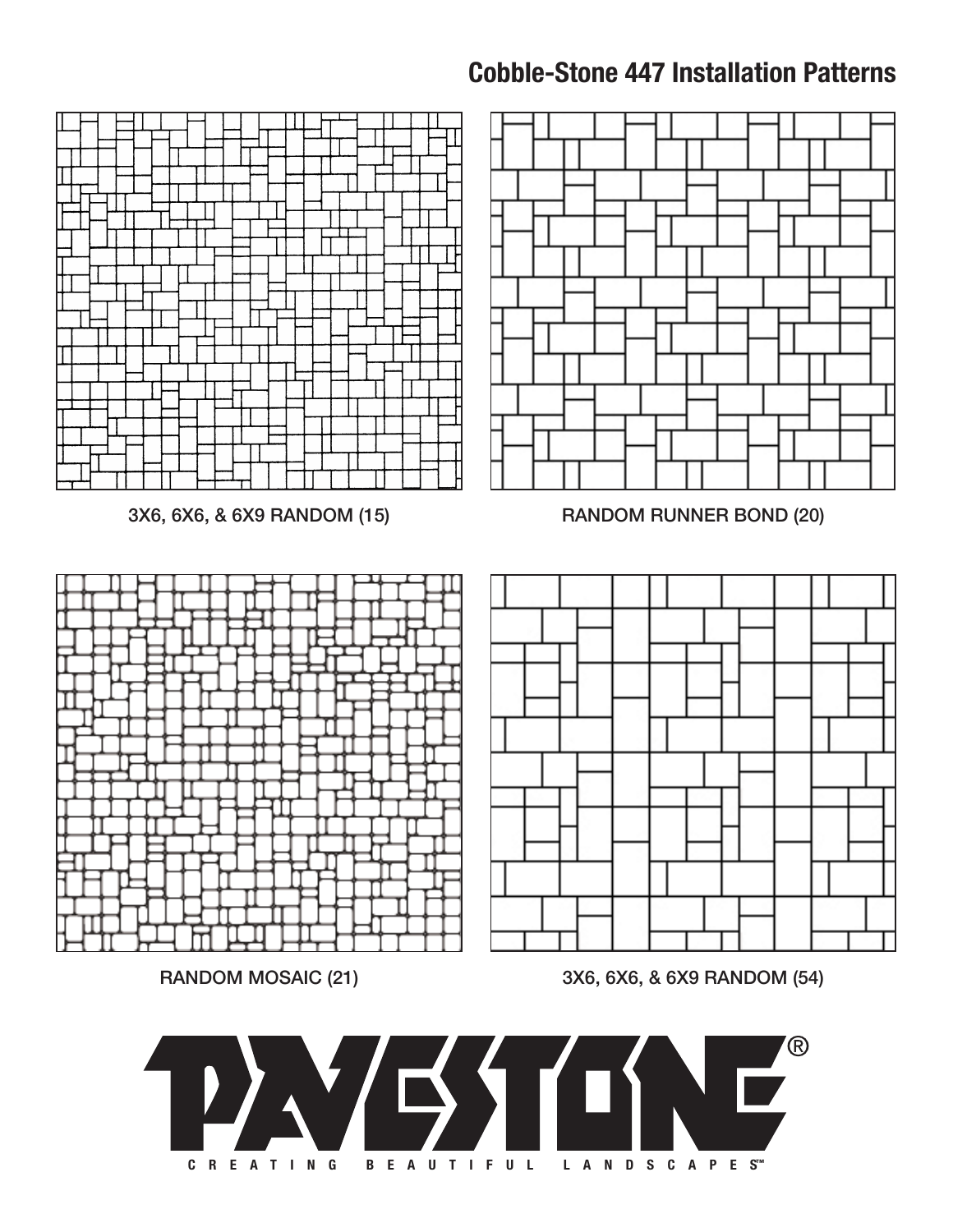## Cobble-Stone 447 Installation Patterns

3X6, 6X6, & 6X9 RANDOM (15)

RANDOM RUNNER BOND (20)

RANDOM MOSAIC (21)

3X6, 6X6, & 6X9 RANDOM (54)

PAVESTONE®

CREATING BEAUTIFUL LANDSCAPES℠